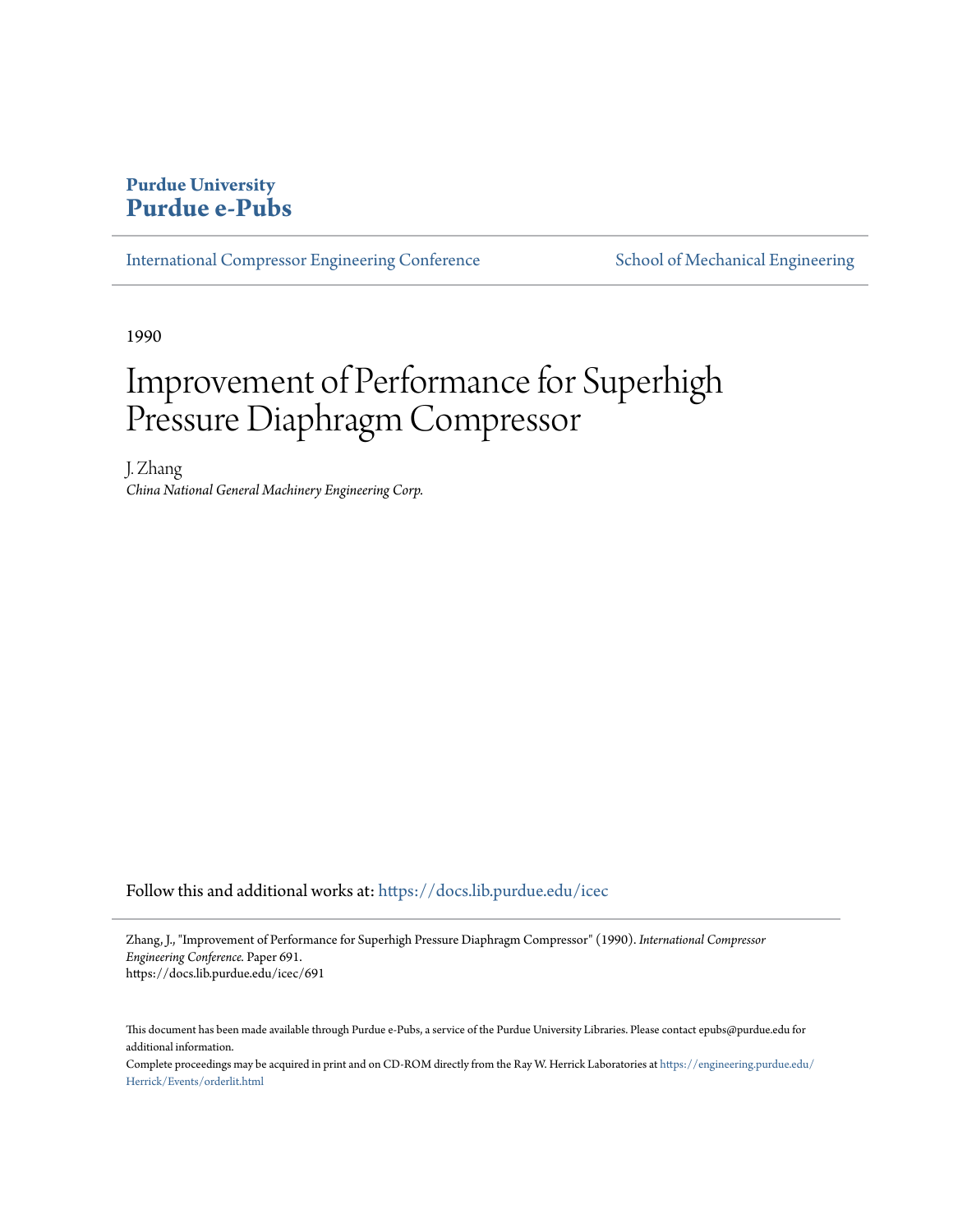**Purdue University**
**Purdue e-Pubs**

International Compressor Engineering Conference | School of Mechanical Engineering

1990

# Improvement of Performance for Superhigh Pressure Diaphragm Compressor

J. Zhang
*China National General Machinery Engineering Corp.*

Follow this and additional works at: https://docs.lib.purdue.edu/icec

Zhang, J., "Improvement of Performance for Superhigh Pressure Diaphragm Compressor" (1990). *International Compressor Engineering Conference.* Paper 691.
https://docs.lib.purdue.edu/icec/691

This document has been made available through Purdue e-Pubs, a service of the Purdue University Libraries. Please contact epubs@purdue.edu for additional information.

Complete proceedings may be acquired in print and on CD-ROM directly from the Ray W. Herrick Laboratories at https://engineering.purdue.edu/Herrick/Events/orderlit.html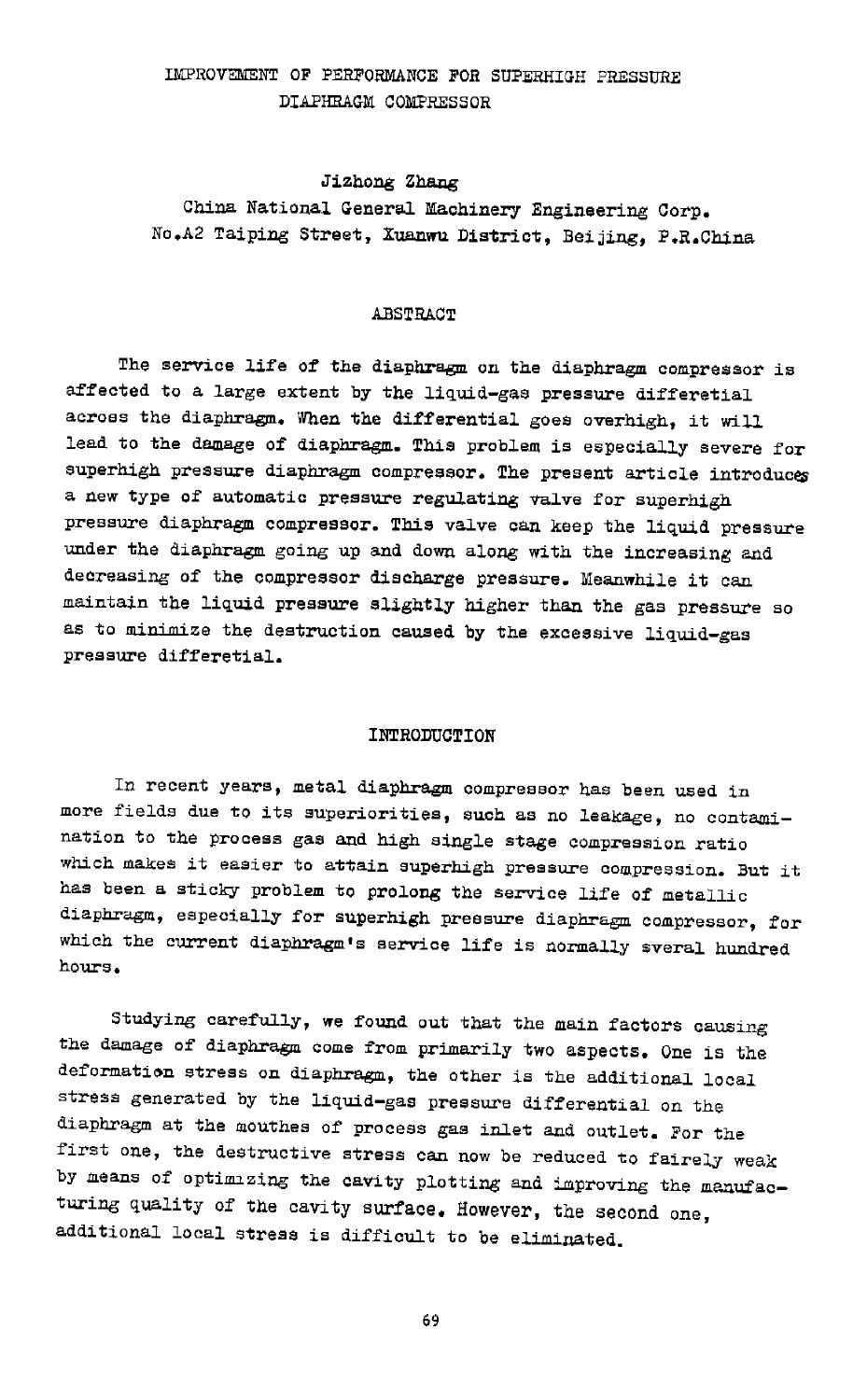# IMPROVEMENT OF PERFORMANCE FOR SUPERHIGH PRESSURE DIAPHRAGM COMPRESSOR

Jizhong Zhang

China National General Machinery Engineering Corp.
No.A2 Taiping Street, Xuanwu District, Beijing, P.R.China

## ABSTRACT

The service life of the diaphragm on the diaphragm compressor is affected to a large extent by the liquid-gas pressure differetial across the diaphragm. When the differential goes overhigh, it will lead to the damage of diaphragm. This problem is especially severe for superhigh pressure diaphragm compressor. The present article introduces a new type of automatic pressure regulating valve for superhigh pressure diaphragm compressor. This valve can keep the liquid pressure under the diaphragm going up and down along with the increasing and decreasing of the compressor discharge pressure. Meanwhile it can maintain the liquid pressure slightly higher than the gas pressure so as to minimize the destruction caused by the excessive liquid-gas pressure differetial.

## INTRODUCTION

In recent years, metal diaphragm compressor has been used in more fields due to its superiorities, such as no leakage, no contamination to the process gas and high single stage compression ratio which makes it easier to attain superhigh pressure compression. But it has been a sticky problem to prolong the service life of metallic diaphragm, especially for superhigh pressure diaphragm compressor, for which the current diaphragm's service life is normally sveral hundred hours.

Studying carefully, we found out that the main factors causing the damage of diaphragm come from primarily two aspects. One is the deformation stress on diaphragm, the other is the additional local stress generated by the liquid-gas pressure differential on the diaphragm at the mouthes of process gas inlet and outlet. For the first one, the destructive stress can now be reduced to fairely weak by means of optimizing the cavity plotting and improving the manufacturing quality of the cavity surface. However, the second one, additional local stress is difficult to be eliminated.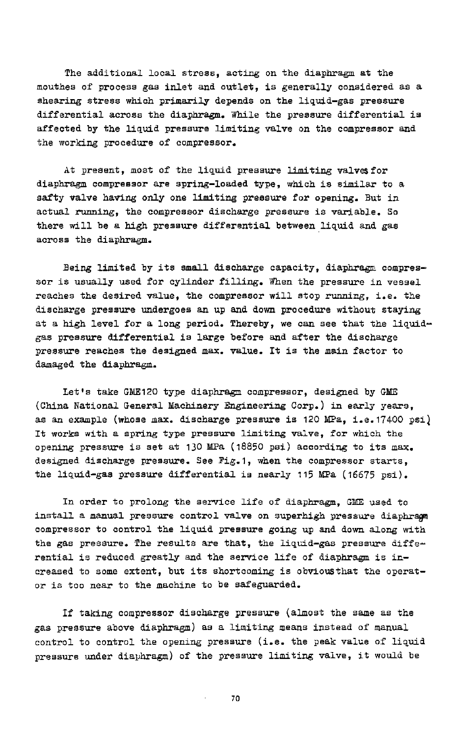The additional local stress, acting on the diaphragm at the mouthes of process gas inlet and outlet, is generally considered as a shearing stress which primarily depends on the liquid-gas pressure differential across the diaphragm. While the pressure differential is affected by the liquid pressure limiting valve on the compressor and the working procedure of compressor.

At present, most of the liquid pressure limiting valves for diaphragm compressor are spring-loaded type, which is similar to a safty valve having only one limiting pressure for opening. But in actual running, the compressor discharge pressure is variable. So there will be a high pressure differential between liquid and gas across the diaphragm.

Being limited by its small discharge capacity, diaphragm compressor is usually used for cylinder filling. When the pressure in vessel reaches the desired value, the compressor will stop running, i.e. the discharge pressure undergoes an up and down procedure without staying at a high level for a long period. Thereby, we can see that the liquid-gas pressure differential is large before and after the discharge pressure reaches the designed max. value. It is the main factor to damaged the diaphragm.

Let's take GME120 type diaphragm compressor, designed by GME (China National General Machinery Engineering Corp.) in early years, as an example (whose max. discharge pressure is 120 MPa, i.e. 17400 psi) It works with a spring type pressure limiting valve, for which the opening pressure is set at 130 MPa (18850 psi) according to its max. designed discharge pressure. See Fig.1, when the compressor starts, the liquid-gas pressure differential is nearly 115 MPa (16675 psi).

In order to prolong the service life of diaphragm, GME used to install a manual pressure control valve on superhigh pressure diaphragm compressor to control the liquid pressure going up and down along with the gas pressure. The results are that, the liquid-gas pressure differential is reduced greatly and the service life of diaphragm is increased to some extent, but its shortcoming is obvious that the operator is too near to the machine to be safeguarded.

If taking compressor discharge pressure (almost the same as the gas pressure above diaphragm) as a limiting means instead of manual control to control the opening pressure (i.e. the peak value of liquid pressure under diaphragm) of the pressure limiting valve, it would be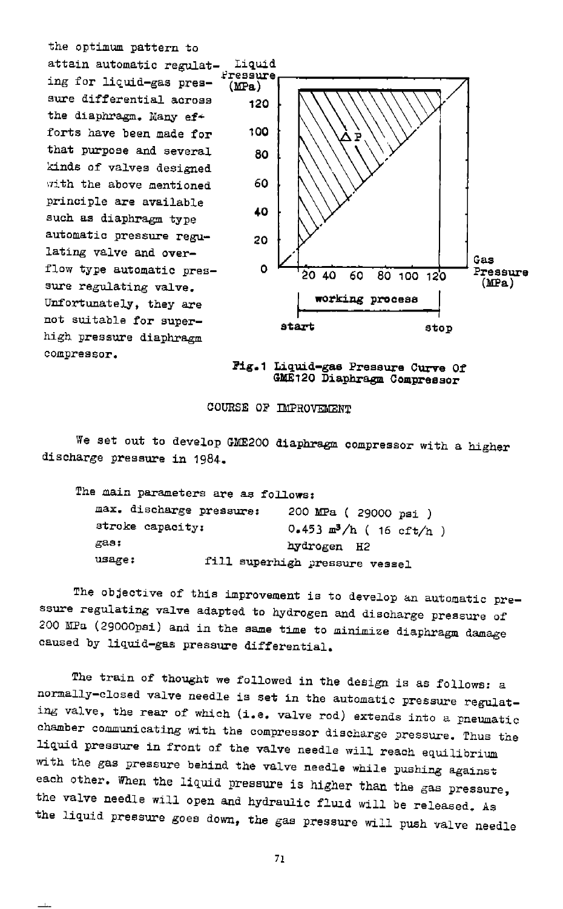the optimum pattern to attain automatic regulating for liquid-gas pressure differential across the diaphragm. Many efforts have been made for that purpose and several kinds of valves designed with the above mentioned principle are available such as diaphragm type automatic pressure regulating valve and overflow type automatic pressure regulating valve. Unfortunately, they are not suitable for superhigh pressure diaphragm compressor.

**Fig.1 Liquid-gas Pressure Curve Of GME120 Diaphragm Compressor**

COURSE OF IMPROVEMENT

We set out to develop GME200 diaphragm compressor with a higher discharge pressure in 1984.

The main parameters are as follows:

| | |
|---|---|
| max. discharge pressure: | 200 MPa ( 29000 psi ) |
| stroke capacity: | 0.453 $m^3$/h ( 16 cft/h ) |
| gas: | hydrogen $H_2$ |
| usage: | fill superhigh pressure vessel |

The objective of this improvement is to develop an automatic pressure regulating valve adapted to hydrogen and discharge pressure of 200 MPa (29000psi) and in the same time to minimize diaphragm damage caused by liquid-gas pressure differential.

The train of thought we followed in the design is as follows: a normally-closed valve needle is set in the automatic pressure regulating valve, the rear of which (i.e. valve rod) extends into a pneumatic chamber communicating with the compressor discharge pressure. Thus the liquid pressure in front of the valve needle will reach equilibrium with the gas pressure behind the valve needle while pushing against each other. When the liquid pressure is higher than the gas pressure, the valve needle will open and hydraulic fluid will be released. As the liquid pressure goes down, the gas pressure will push valve needle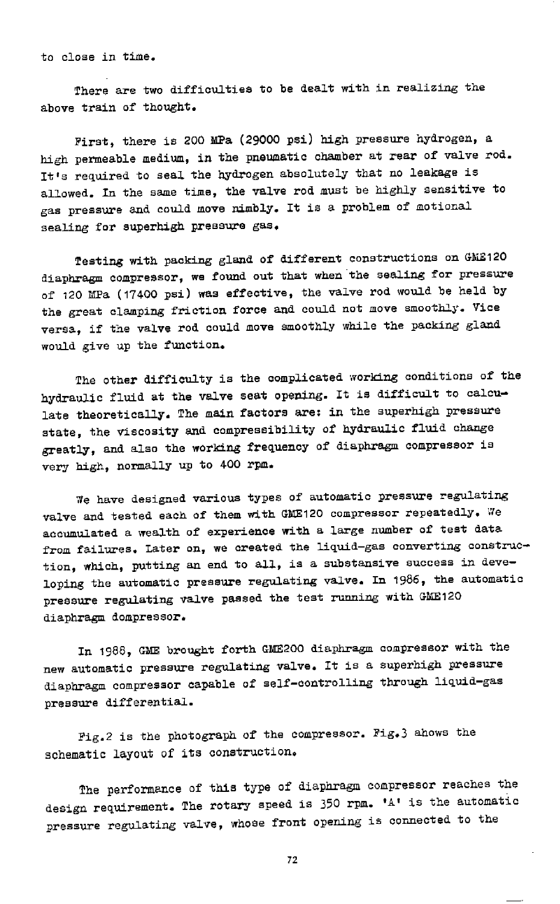to close in time.

There are two difficulties to be dealt with in realizing the above train of thought.

First, there is 200 MPa (29000 psi) high pressure hydrogen, a high permeable medium, in the pneumatic chamber at rear of valve rod. It's required to seal the hydrogen absolutely that no leakage is allowed. In the same time, the valve rod must be highly sensitive to gas pressure and could move nimbly. It is a problem of motional sealing for superhigh pressure gas.

Testing with packing gland of different constructions on GME120 diaphragm compressor, we found out that when the sealing for pressure of 120 MPa (17400 psi) was effective, the valve rod would be held by the great clamping friction force and could not move smoothly. Vice versa, if the valve rod could move smoothly while the packing gland would give up the function.

The other difficulty is the complicated working conditions of the hydraulic fluid at the valve seat opening. It is difficult to calculate theoretically. The main factors are: in the superhigh pressure state, the viscosity and compressibility of hydraulic fluid change greatly, and also the working frequency of diaphragm compressor is very high, normally up to 400 rpm.

We have designed various types of automatic pressure regulating valve and tested each of them with GME120 compressor repeatedly. We accumulated a wealth of experience with a large number of test data from failures. Later on, we created the liquid-gas converting construction, which, putting an end to all, is a substansive success in developing the automatic pressure regulating valve. In 1986, the automatic pressure regulating valve passed the test running with GME120 diaphragm dompressor.

In 1988, GME brought forth GME200 diaphragm compressor with the new automatic pressure regulating valve. It is a superhigh pressure diaphragm compressor capable of self-controlling through liquid-gas pressure differential.

Fig.2 is the photograph of the compressor. Fig.3 ahows the schematic layout of its construction.

The performance of this type of diaphragm compressor reaches the design requirement. The rotary speed is 350 rpm. 'A' is the automatic pressure regulating valve, whose front opening is connected to the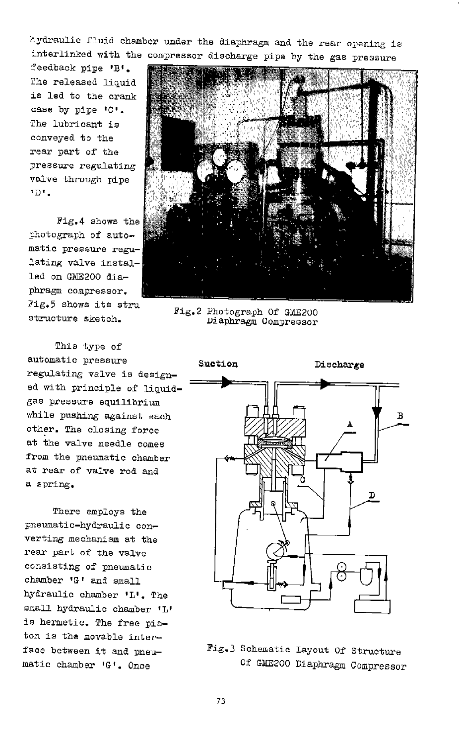hydraulic fluid chamber under the diaphragm and the rear opening is interlinked with the compressor discharge pipe by the gas pressure feedback pipe 'B'. The released liquid is led to the crank case by pipe 'C'. The lubricant is conveyed to the rear part of the pressure regulating valve through pipe 'D'.

Fig.4 shows the photograph of automatic pressure regulating valve installed on GME200 diaphragm compressor. Fig.5 shows its stru structure sketch.

Fig.2 Photograph Of GME200 Diaphragm Compressor

This type of automatic pressure regulating valve is designed with principle of liquid-gas pressure equilibrium while pushing against each other. The closing force at the valve needle comes from the pneumatic chamber at rear of valve rod and a spring.

There employs the pneumatic-hydraulic converting mechanism at the rear part of the valve consisting of pneumatic chamber 'G' and small hydraulic chamber 'L'. The small hydraulic chamber 'L' is hermetic. The free piston is the movable interface between it and pneumatic chamber 'G'. Once

Fig.3 Schematic Layout Of Structure Of GME200 Diaphragm Compressor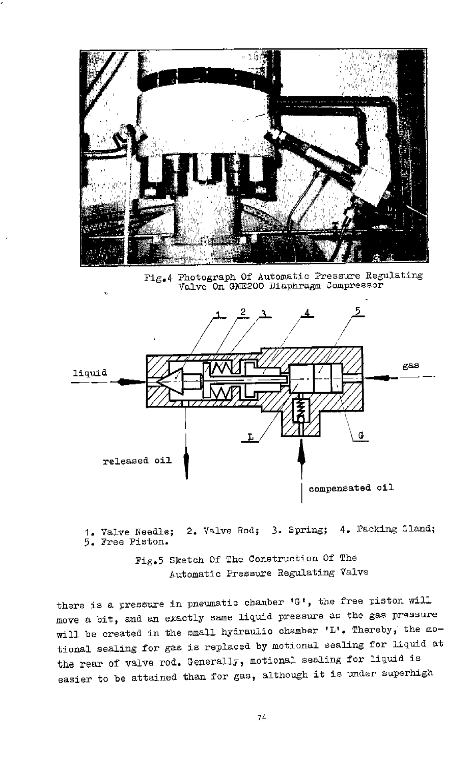Fig.4 Photograph Of Automatic Pressure Regulating Valve On GME200 Diaphragm Compressor

1. Valve Needle; 2. Valve Rod; 3. Spring; 4. Packing Gland; 5. Free Piston.

Fig.5 Sketch Of The Construction Of The Automatic Pressure Regulating Valve

there is a pressure in pneumatic chamber 'G', the free piston will move a bit, and an exactly same liquid pressure as the gas pressure will be created in the small hydraulic chamber 'L'. Thereby, the motional sealing for gas is replaced by motional sealing for liquid at the rear of valve rod. Generally, motional sealing for liquid is easier to be attained than for gas, although it is under superhigh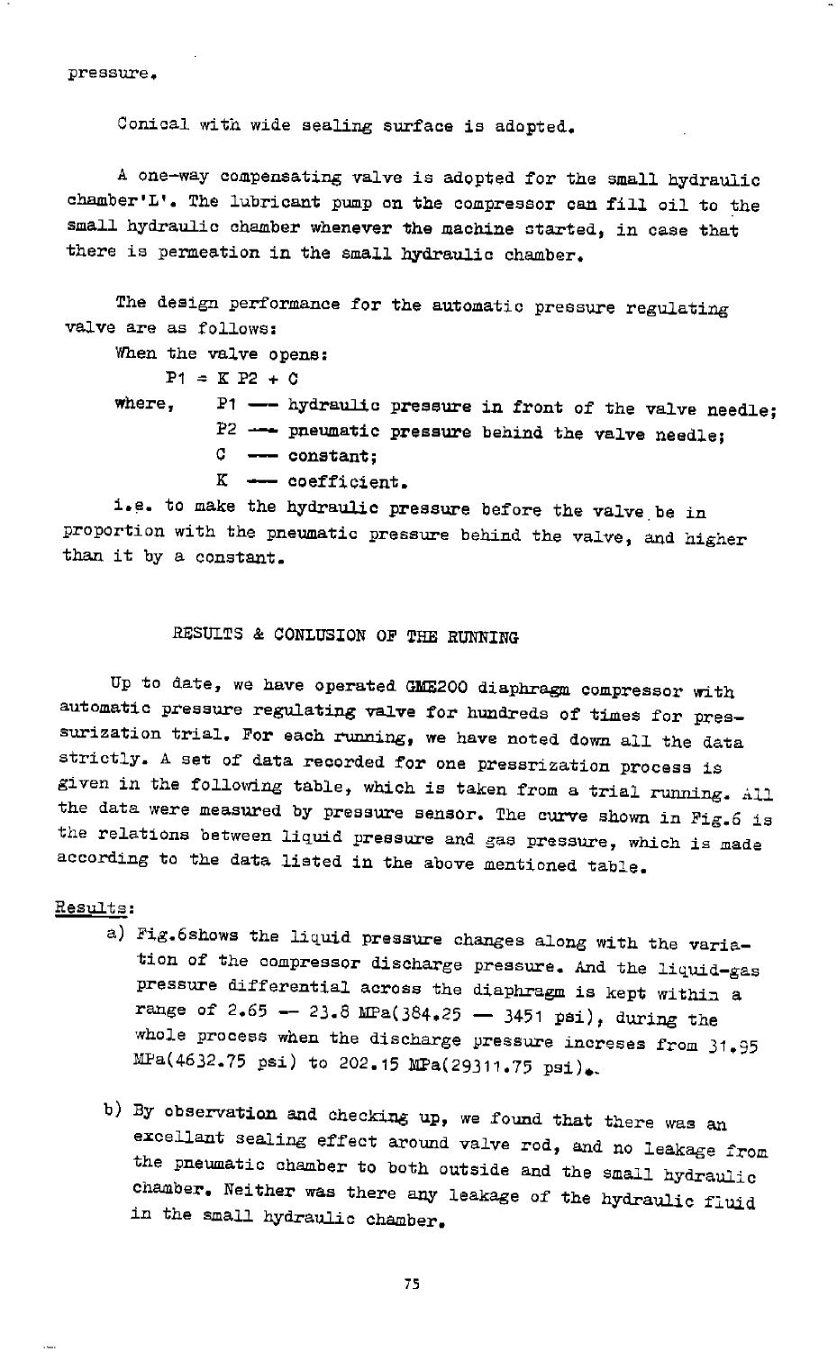pressure.

Conical with wide sealing surface is adopted.

A one-way compensating valve is adopted for the small hydraulic chamber'L'. The lubricant pump on the compressor can fill oil to the small hydraulic chamber whenever the machine started, in case that there is permeation in the small hydraulic chamber.

The design performance for the automatic pressure regulating valve are as follows:

When the valve opens:

$$P1 = K\ P2 + C$$

where,
- P1 — hydraulic pressure in front of the valve needle;
- P2 — pneumatic pressure behind the valve needle;
- C — constant;
- K — coefficient.

i.e. to make the hydraulic pressure before the valve be in proportion with the pneumatic pressure behind the valve, and higher than it by a constant.

## RESULTS & CONLUSION OF THE RUNNING

Up to date, we have operated GMZ200 diaphragm compressor with automatic pressure regulating valve for hundreds of times for pressurization trial. For each running, we have noted down all the data strictly. A set of data recorded for one pressrization process is given in the following table, which is taken from a trial running. All the data were measured by pressure sensor. The curve shown in Fig.6 is the relations between liquid pressure and gas pressure, which is made according to the data listed in the above mentioned table.

Results:

a) Fig.6shows the liquid pressure changes along with the variation of the compressor discharge pressure. And the liquid-gas pressure differential across the diaphragm is kept within a range of 2.65 — 23.8 MPa(384.25 — 3451 psi), during the whole process when the discharge pressure increses from 31.95 MPa(4632.75 psi) to 202.15 MPa(29311.75 psi).

b) By observation and checking up, we found that there was an excellant sealing effect around valve rod, and no leakage from the pneumatic chamber to both outside and the small hydraulic chamber. Neither was there any leakage of the hydraulic fluid in the small hydraulic chamber.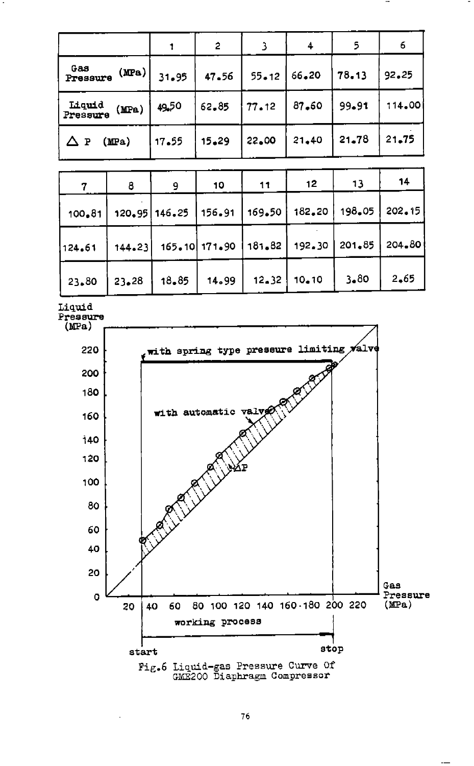| | 1 | 2 | 3 | 4 | 5 | 6 |
|---|---|---|---|---|---|---|
| Gas Pressure (MPa) | 31.95 | 47.56 | 55.12 | 66.20 | 78.13 | 92.25 |
| Liquid Pressure (MPa) | 49.50 | 62.85 | 77.12 | 87.60 | 99.91 | 114.00 |
| $\Delta P$ (MPa) | 17.55 | 15.29 | 22.00 | 21.40 | 21.78 | 21.75 |

| 7 | 8 | 9 | 10 | 11 | 12 | 13 | 14 |
|---|---|---|---|---|---|---|---|
| 100.81 | 120.95 | 146.25 | 156.91 | 169.50 | 182.20 | 198.05 | 202.15 |
| 124.61 | 144.23 | 165.10 | 171.90 | 181.82 | 192.30 | 201.85 | 204.80 |
| 23.80 | 23.28 | 18.85 | 14.99 | 12.32 | 10.10 | 3.80 | 2.65 |

Fig.6 Liquid-gas Pressure Curve Of GME200 Diaphragm Compressor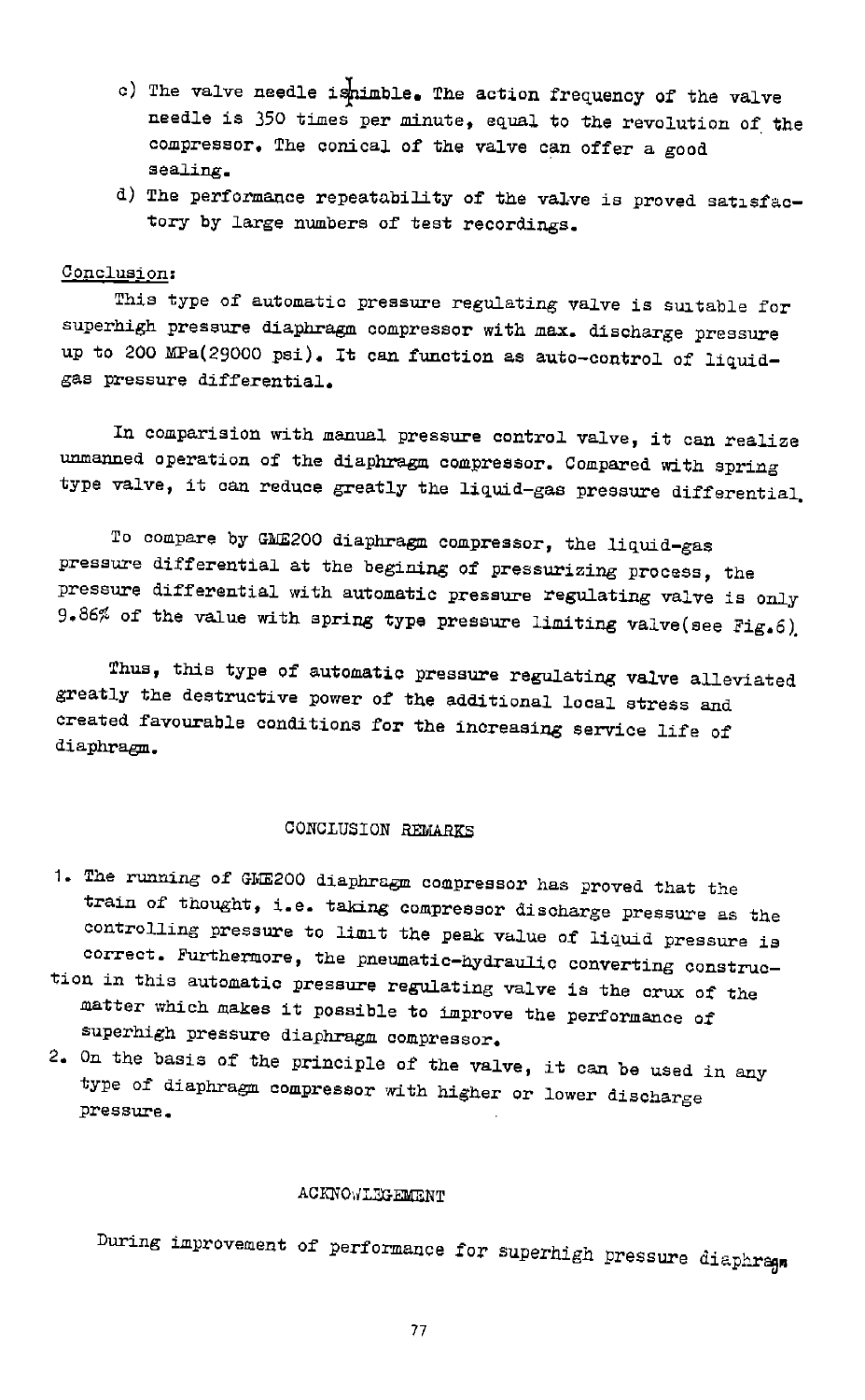c) The valve needle is nimble. The action frequency of the valve needle is 350 times per minute, equal to the revolution of the compressor. The conical of the valve can offer a good sealing.

d) The performance repeatability of the valve is proved satisfactory by large numbers of test recordings.

Conclusion:

This type of automatic pressure regulating valve is suitable for superhigh pressure diaphragm compressor with max. discharge pressure up to 200 MPa(29000 psi). It can function as auto-control of liquid-gas pressure differential.

In comparision with manual pressure control valve, it can realize unmanned operation of the diaphragm compressor. Compared with spring type valve, it can reduce greatly the liquid-gas pressure differential.

To compare by GME200 diaphragm compressor, the liquid-gas pressure differential at the begining of pressurizing process, the pressure differential with automatic pressure regulating valve is only 9.86% of the value with spring type pressure limiting valve(see Fig.6).

Thus, this type of automatic pressure regulating valve alleviated greatly the destructive power of the additional local stress and created favourable conditions for the increasing service life of diaphragm.

## CONCLUSION REMARKS

1. The running of GME200 diaphragm compressor has proved that the train of thought, i.e. taking compressor discharge pressure as the controlling pressure to limit the peak value of liquid pressure is correct. Furthermore, the pneumatic-hydraulic converting construction in this automatic pressure regulating valve is the crux of the matter which makes it possible to improve the performance of superhigh pressure diaphragm compressor.
2. On the basis of the principle of the valve, it can be used in any type of diaphragm compressor with higher or lower discharge pressure.

## ACKNOWLEGEMENT

During improvement of performance for superhigh pressure diaphragm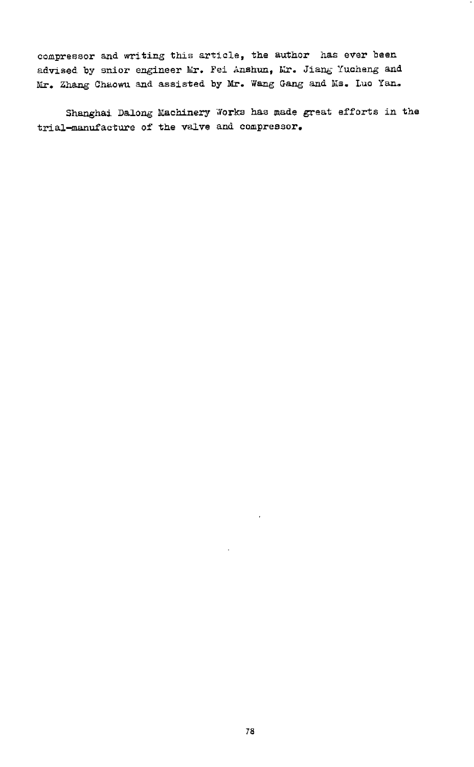compressor and writing this article, the author has ever been advised by snior engineer Mr. Fei Anshun, Mr. Jiang Yucheng and Mr. Zhang Chaowu and assisted by Mr. Wang Gang and Ms. Luo Yan.

Shanghai Dalong Machinery Works has made great efforts in the trial-manufacture of the valve and compressor.